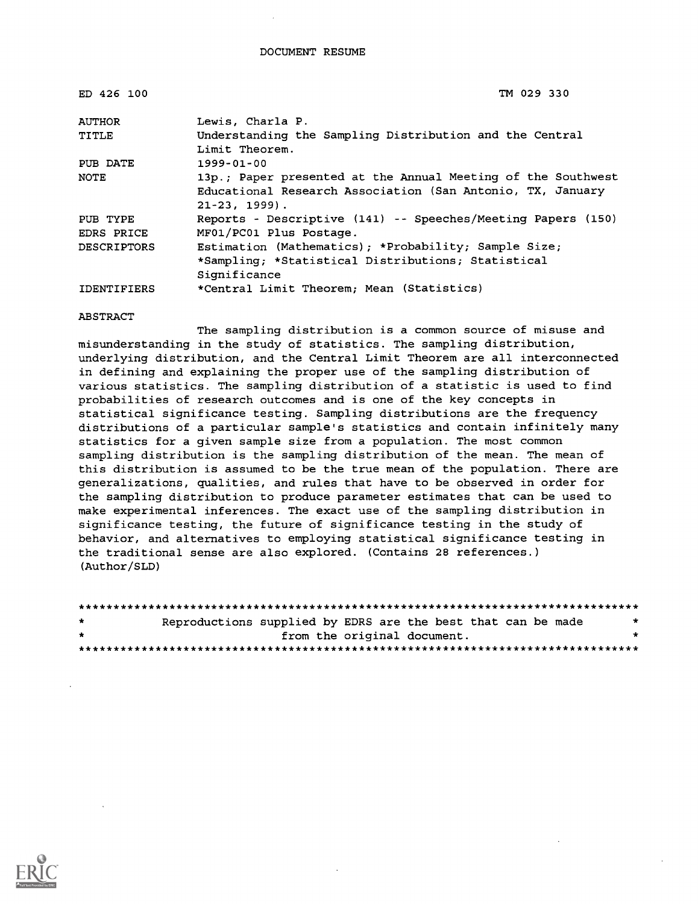DOCUMENT RESUME

| | |
|---|---|
| ED 426 100 | TM 029 330 |
| AUTHOR | Lewis, Charla P. |
| TITLE | Understanding the Sampling Distribution and the Central Limit Theorem. |
| PUB DATE | 1999-01-00 |
| NOTE | 13p.; Paper presented at the Annual Meeting of the Southwest Educational Research Association (San Antonio, TX, January 21-23, 1999). |
| PUB TYPE | Reports - Descriptive (141) -- Speeches/Meeting Papers (150) |
| EDRS PRICE | MF01/PC01 Plus Postage. |
| DESCRIPTORS | Estimation (Mathematics); *Probability; Sample Size; *Sampling; *Statistical Distributions; Statistical Significance |
| IDENTIFIERS | *Central Limit Theorem; Mean (Statistics) |

ABSTRACT

The sampling distribution is a common source of misuse and misunderstanding in the study of statistics. The sampling distribution, underlying distribution, and the Central Limit Theorem are all interconnected in defining and explaining the proper use of the sampling distribution of various statistics. The sampling distribution of a statistic is used to find probabilities of research outcomes and is one of the key concepts in statistical significance testing. Sampling distributions are the frequency distributions of a particular sample's statistics and contain infinitely many statistics for a given sample size from a population. The most common sampling distribution is the sampling distribution of the mean. The mean of this distribution is assumed to be the true mean of the population. There are generalizations, qualities, and rules that have to be observed in order for the sampling distribution to produce parameter estimates that can be used to make experimental inferences. The exact use of the sampling distribution in significance testing, the future of significance testing in the study of behavior, and alternatives to employing statistical significance testing in the traditional sense are also explored. (Contains 28 references.) (Author/SLD)

********************************************************************************
* Reproductions supplied by EDRS are the best that can be made *
* from the original document. *
********************************************************************************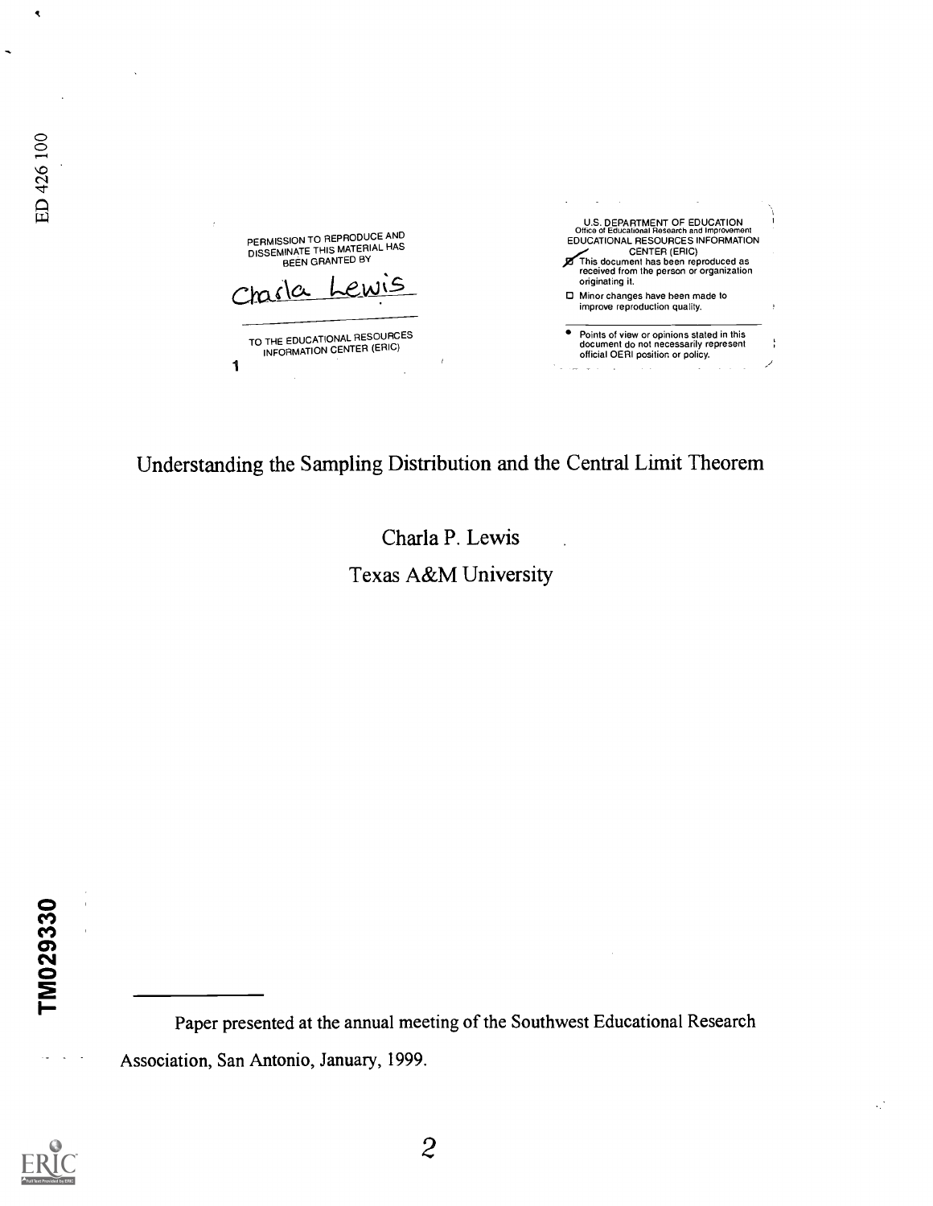ED 426 100

PERMISSION TO REPRODUCE AND DISSEMINATE THIS MATERIAL HAS BEEN GRANTED BY

Charla Lewis

TO THE EDUCATIONAL RESOURCES INFORMATION CENTER (ERIC)

1

U.S. DEPARTMENT OF EDUCATION
Office of Educational Research and Improvement
EDUCATIONAL RESOURCES INFORMATION CENTER (ERIC)

- [x] This document has been reproduced as received from the person or organization originating it.
- [ ] Minor changes have been made to improve reproduction quality.

- Points of view or opinions stated in this document do not necessarily represent official OERI position or policy.

# Understanding the Sampling Distribution and the Central Limit Theorem

Charla P. Lewis

Texas A&M University

TM029330

Paper presented at the annual meeting of the Southwest Educational Research Association, San Antonio, January, 1999.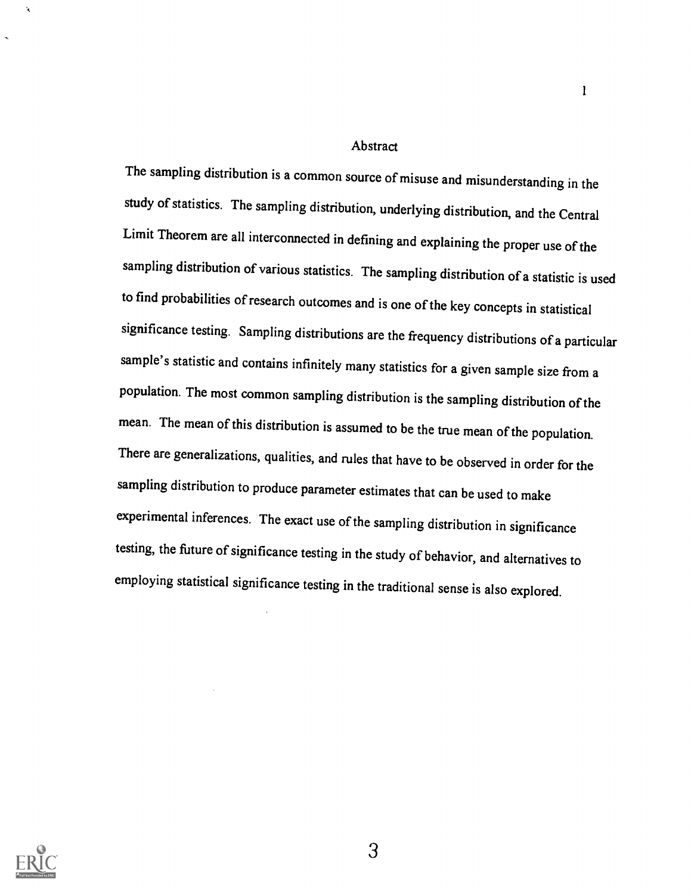# Abstract

The sampling distribution is a common source of misuse and misunderstanding in the study of statistics. The sampling distribution, underlying distribution, and the Central Limit Theorem are all interconnected in defining and explaining the proper use of the sampling distribution of various statistics. The sampling distribution of a statistic is used to find probabilities of research outcomes and is one of the key concepts in statistical significance testing. Sampling distributions are the frequency distributions of a particular sample's statistic and contains infinitely many statistics for a given sample size from a population. The most common sampling distribution is the sampling distribution of the mean. The mean of this distribution is assumed to be the true mean of the population. There are generalizations, qualities, and rules that have to be observed in order for the sampling distribution to produce parameter estimates that can be used to make experimental inferences. The exact use of the sampling distribution in significance testing, the future of significance testing in the study of behavior, and alternatives to employing statistical significance testing in the traditional sense is also explored.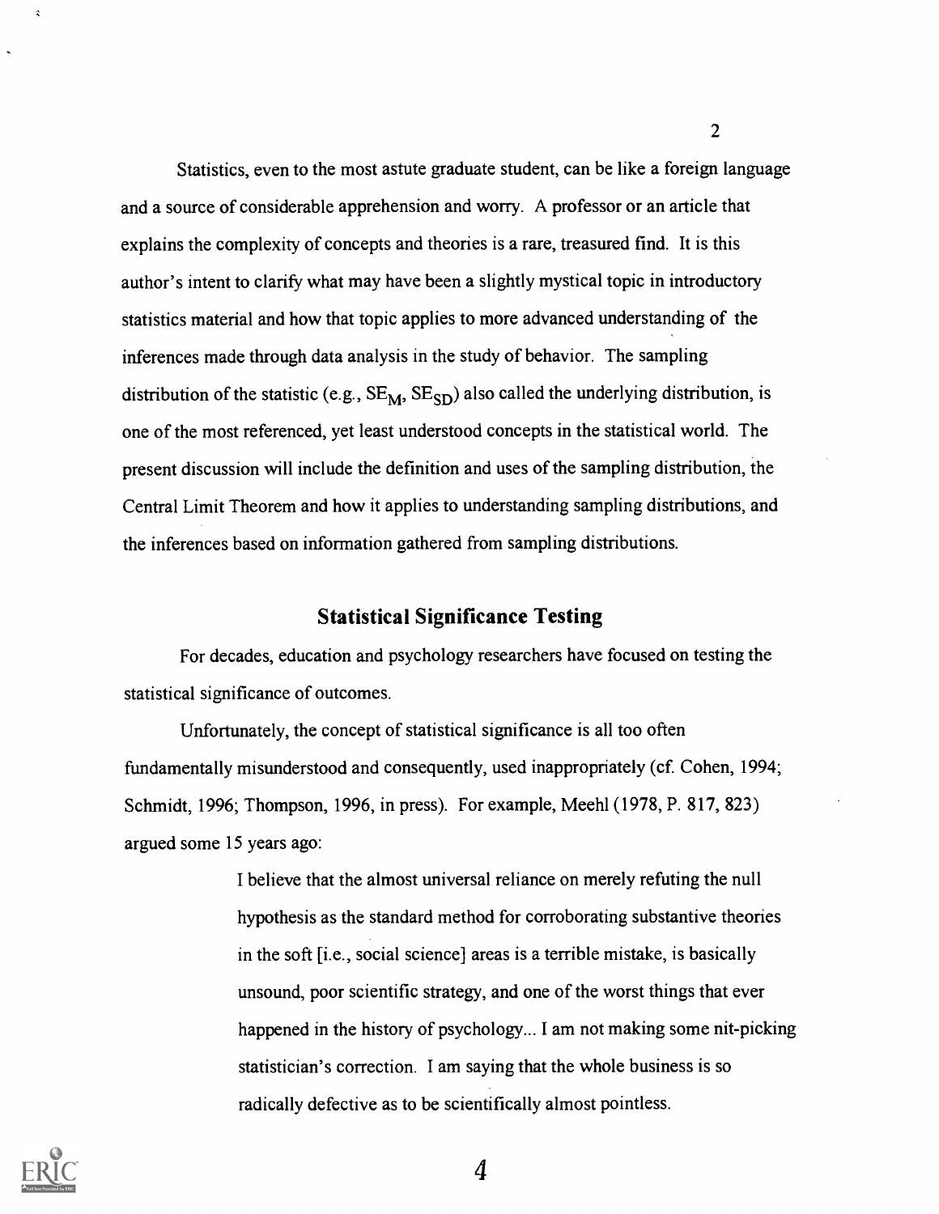Statistics, even to the most astute graduate student, can be like a foreign language and a source of considerable apprehension and worry. A professor or an article that explains the complexity of concepts and theories is a rare, treasured find. It is this author's intent to clarify what may have been a slightly mystical topic in introductory statistics material and how that topic applies to more advanced understanding of the inferences made through data analysis in the study of behavior. The sampling distribution of the statistic (e.g., $SE_M$, $SE_{SD}$) also called the underlying distribution, is one of the most referenced, yet least understood concepts in the statistical world. The present discussion will include the definition and uses of the sampling distribution, the Central Limit Theorem and how it applies to understanding sampling distributions, and the inferences based on information gathered from sampling distributions.

## Statistical Significance Testing

For decades, education and psychology researchers have focused on testing the statistical significance of outcomes.

Unfortunately, the concept of statistical significance is all too often fundamentally misunderstood and consequently, used inappropriately (cf. Cohen, 1994; Schmidt, 1996; Thompson, 1996, in press). For example, Meehl (1978, P. 817, 823) argued some 15 years ago:

> I believe that the almost universal reliance on merely refuting the null hypothesis as the standard method for corroborating substantive theories in the soft [i.e., social science] areas is a terrible mistake, is basically unsound, poor scientific strategy, and one of the worst things that ever happened in the history of psychology... I am not making some nit-picking statistician's correction. I am saying that the whole business is so radically defective as to be scientifically almost pointless.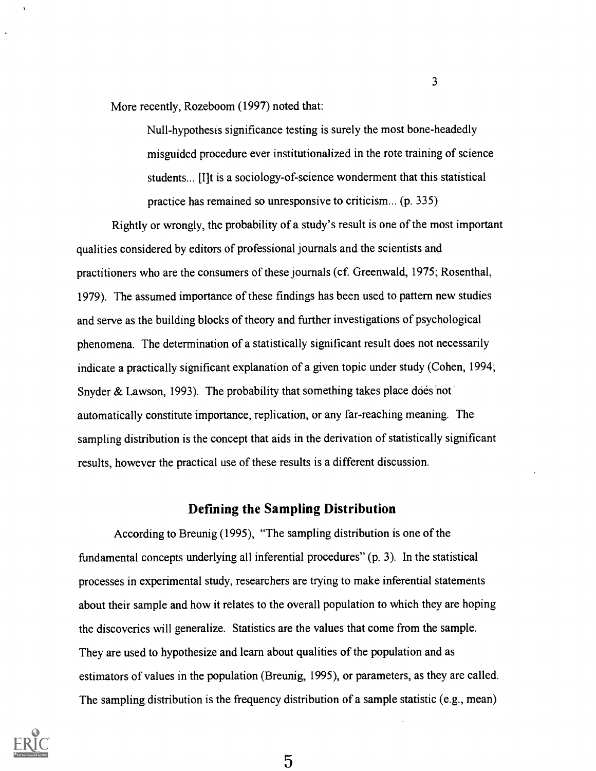More recently, Rozeboom (1997) noted that:

> Null-hypothesis significance testing is surely the most bone-headedly misguided procedure ever institutionalized in the rote training of science students... [I]t is a sociology-of-science wonderment that this statistical practice has remained so unresponsive to criticism... (p. 335)

Rightly or wrongly, the probability of a study's result is one of the most important qualities considered by editors of professional journals and the scientists and practitioners who are the consumers of these journals (cf. Greenwald, 1975; Rosenthal, 1979). The assumed importance of these findings has been used to pattern new studies and serve as the building blocks of theory and further investigations of psychological phenomena. The determination of a statistically significant result does not necessarily indicate a practically significant explanation of a given topic under study (Cohen, 1994; Snyder & Lawson, 1993). The probability that something takes place does not automatically constitute importance, replication, or any far-reaching meaning. The sampling distribution is the concept that aids in the derivation of statistically significant results, however the practical use of these results is a different discussion.

## Defining the Sampling Distribution

According to Breunig (1995), "The sampling distribution is one of the fundamental concepts underlying all inferential procedures" (p. 3). In the statistical processes in experimental study, researchers are trying to make inferential statements about their sample and how it relates to the overall population to which they are hoping the discoveries will generalize. Statistics are the values that come from the sample. They are used to hypothesize and learn about qualities of the population and as estimators of values in the population (Breunig, 1995), or parameters, as they are called. The sampling distribution is the frequency distribution of a sample statistic (e.g., mean)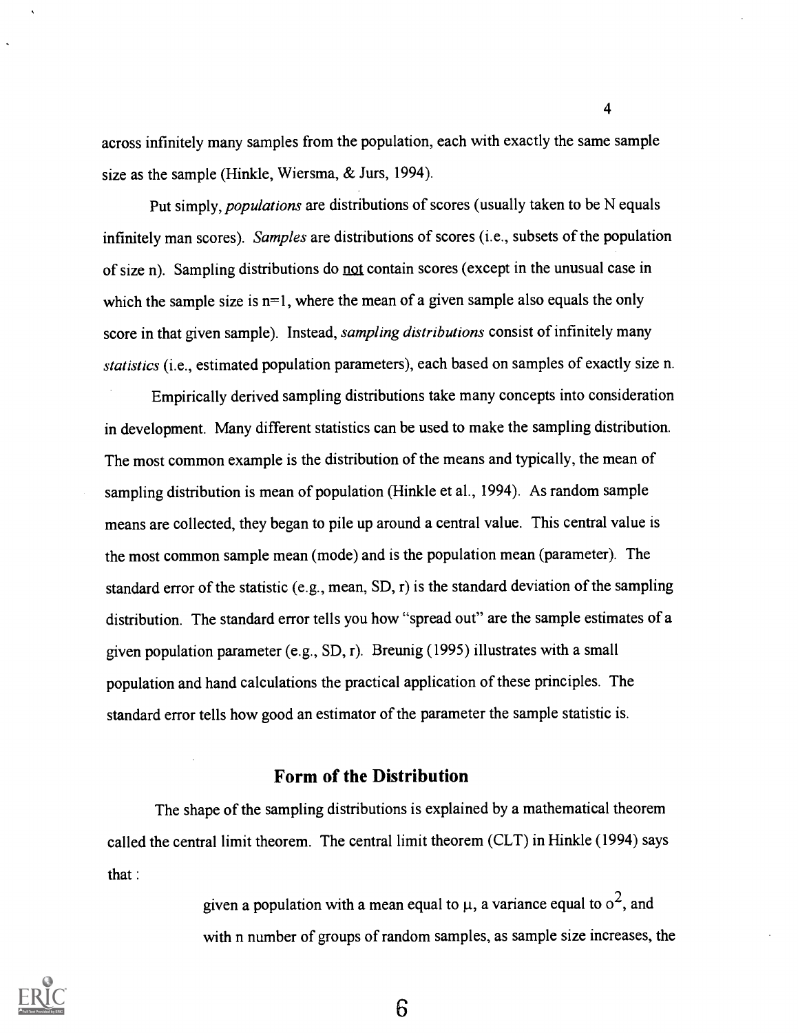across infinitely many samples from the population, each with exactly the same sample size as the sample (Hinkle, Wiersma, & Jurs, 1994).

Put simply, *populations* are distributions of scores (usually taken to be N equals infinitely man scores). *Samples* are distributions of scores (i.e., subsets of the population of size n). Sampling distributions do not contain scores (except in the unusual case in which the sample size is n=1, where the mean of a given sample also equals the only score in that given sample). Instead, *sampling distributions* consist of infinitely many *statistics* (i.e., estimated population parameters), each based on samples of exactly size n.

Empirically derived sampling distributions take many concepts into consideration in development. Many different statistics can be used to make the sampling distribution. The most common example is the distribution of the means and typically, the mean of sampling distribution is mean of population (Hinkle et al., 1994). As random sample means are collected, they began to pile up around a central value. This central value is the most common sample mean (mode) and is the population mean (parameter). The standard error of the statistic (e.g., mean, SD, r) is the standard deviation of the sampling distribution. The standard error tells you how "spread out" are the sample estimates of a given population parameter (e.g., SD, r). Breunig (1995) illustrates with a small population and hand calculations the practical application of these principles. The standard error tells how good an estimator of the parameter the sample statistic is.

## Form of the Distribution

The shape of the sampling distributions is explained by a mathematical theorem called the central limit theorem. The central limit theorem (CLT) in Hinkle (1994) says that :

> given a population with a mean equal to $\mu$, a variance equal to $o^2$, and with n number of groups of random samples, as sample size increases, the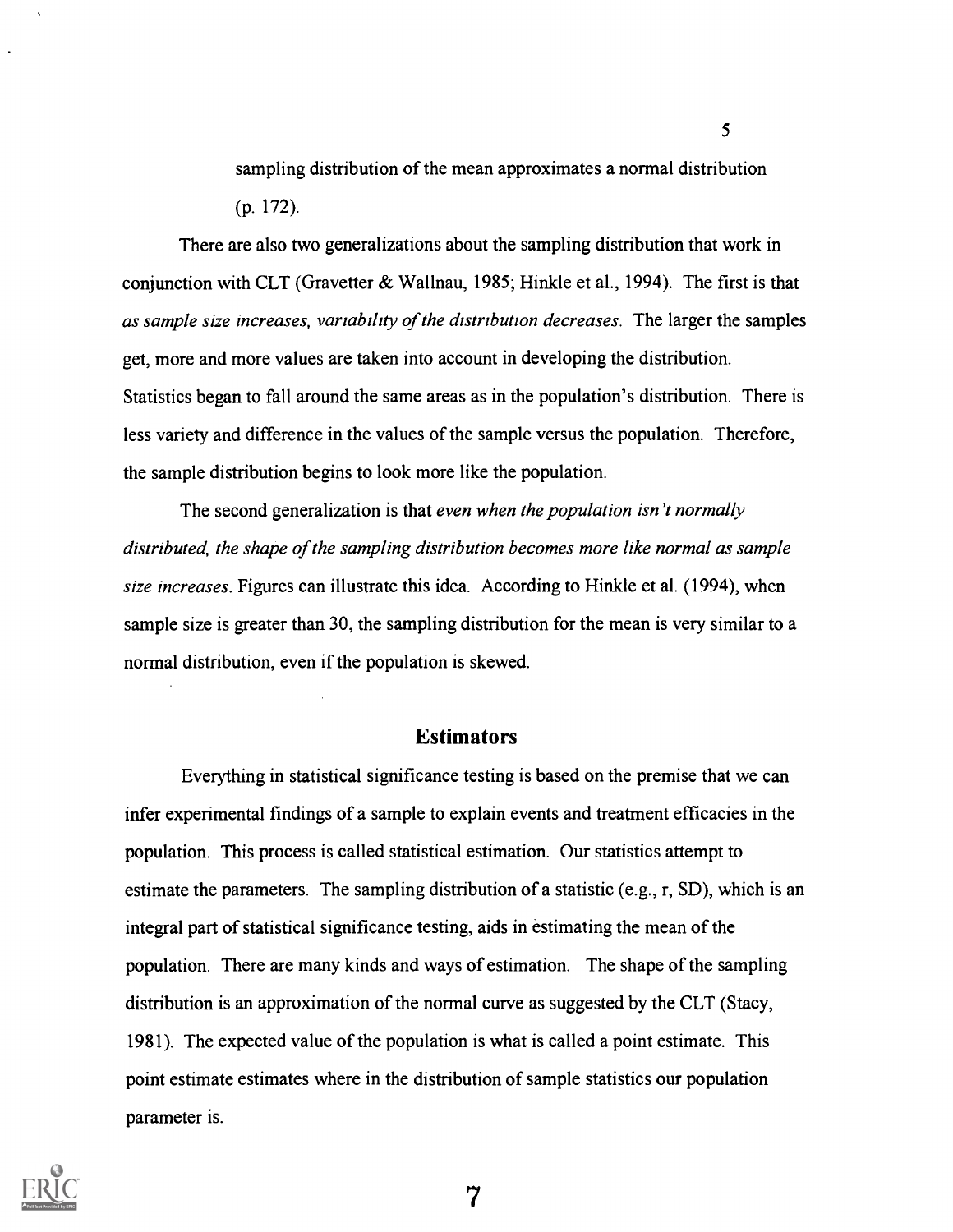sampling distribution of the mean approximates a normal distribution (p. 172).

There are also two generalizations about the sampling distribution that work in conjunction with CLT (Gravetter & Wallnau, 1985; Hinkle et al., 1994). The first is that *as sample size increases, variability of the distribution decreases*. The larger the samples get, more and more values are taken into account in developing the distribution. Statistics began to fall around the same areas as in the population's distribution. There is less variety and difference in the values of the sample versus the population. Therefore, the sample distribution begins to look more like the population.

The second generalization is that *even when the population isn't normally distributed, the shape of the sampling distribution becomes more like normal as sample size increases*. Figures can illustrate this idea. According to Hinkle et al. (1994), when sample size is greater than 30, the sampling distribution for the mean is very similar to a normal distribution, even if the population is skewed.

## Estimators

Everything in statistical significance testing is based on the premise that we can infer experimental findings of a sample to explain events and treatment efficacies in the population. This process is called statistical estimation. Our statistics attempt to estimate the parameters. The sampling distribution of a statistic (e.g., r, SD), which is an integral part of statistical significance testing, aids in estimating the mean of the population. There are many kinds and ways of estimation. The shape of the sampling distribution is an approximation of the normal curve as suggested by the CLT (Stacy, 1981). The expected value of the population is what is called a point estimate. This point estimate estimates where in the distribution of sample statistics our population parameter is.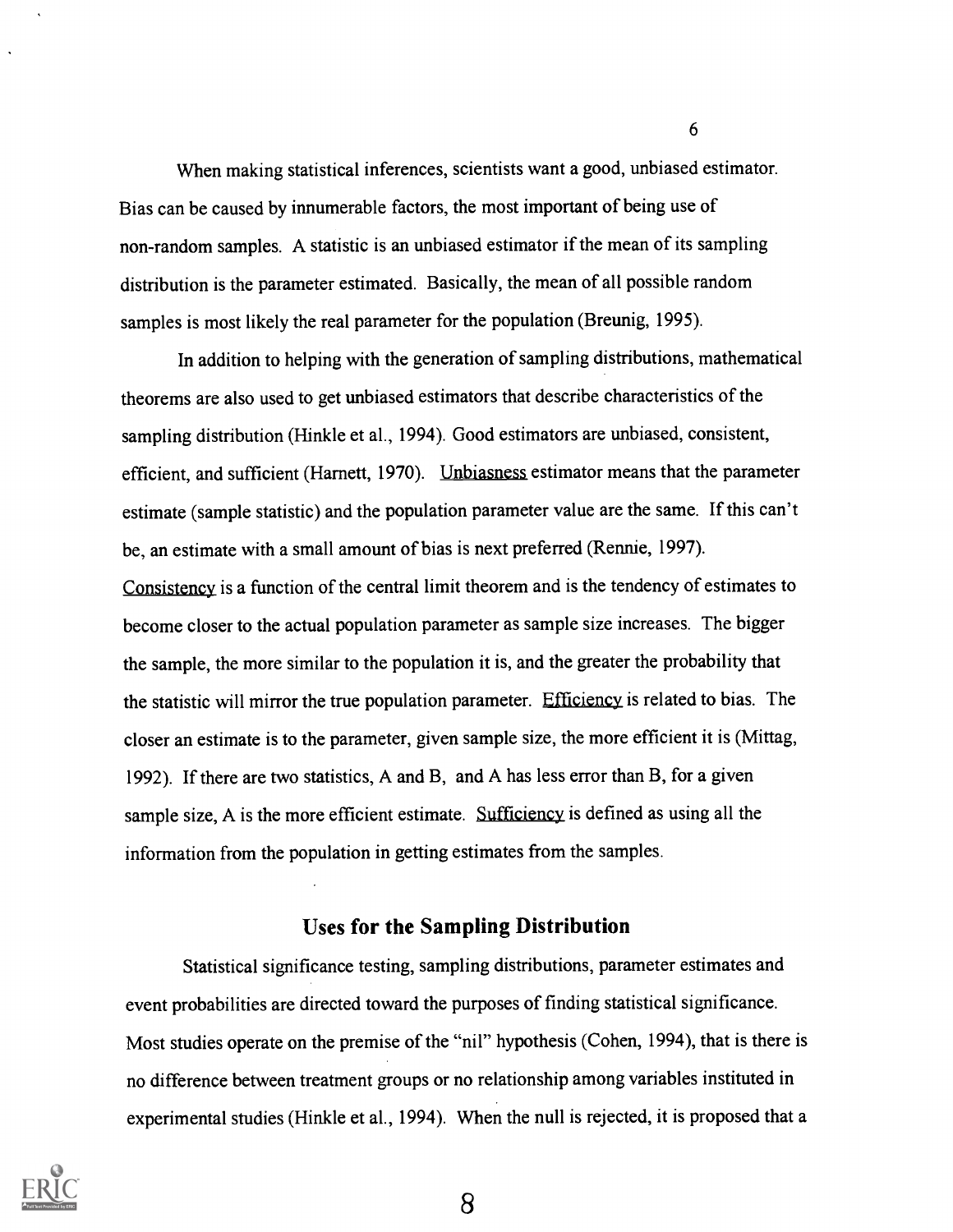When making statistical inferences, scientists want a good, unbiased estimator. Bias can be caused by innumerable factors, the most important of being use of non-random samples. A statistic is an unbiased estimator if the mean of its sampling distribution is the parameter estimated. Basically, the mean of all possible random samples is most likely the real parameter for the population (Breunig, 1995).

In addition to helping with the generation of sampling distributions, mathematical theorems are also used to get unbiased estimators that describe characteristics of the sampling distribution (Hinkle et al., 1994). Good estimators are unbiased, consistent, efficient, and sufficient (Harnett, 1970). Unbiasness estimator means that the parameter estimate (sample statistic) and the population parameter value are the same. If this can't be, an estimate with a small amount of bias is next preferred (Rennie, 1997). Consistency is a function of the central limit theorem and is the tendency of estimates to become closer to the actual population parameter as sample size increases. The bigger the sample, the more similar to the population it is, and the greater the probability that the statistic will mirror the true population parameter. Efficiency is related to bias. The closer an estimate is to the parameter, given sample size, the more efficient it is (Mittag, 1992). If there are two statistics, A and B, and A has less error than B, for a given sample size, A is the more efficient estimate. Sufficiency is defined as using all the information from the population in getting estimates from the samples.

## Uses for the Sampling Distribution

Statistical significance testing, sampling distributions, parameter estimates and event probabilities are directed toward the purposes of finding statistical significance. Most studies operate on the premise of the "nil" hypothesis (Cohen, 1994), that is there is no difference between treatment groups or no relationship among variables instituted in experimental studies (Hinkle et al., 1994). When the null is rejected, it is proposed that a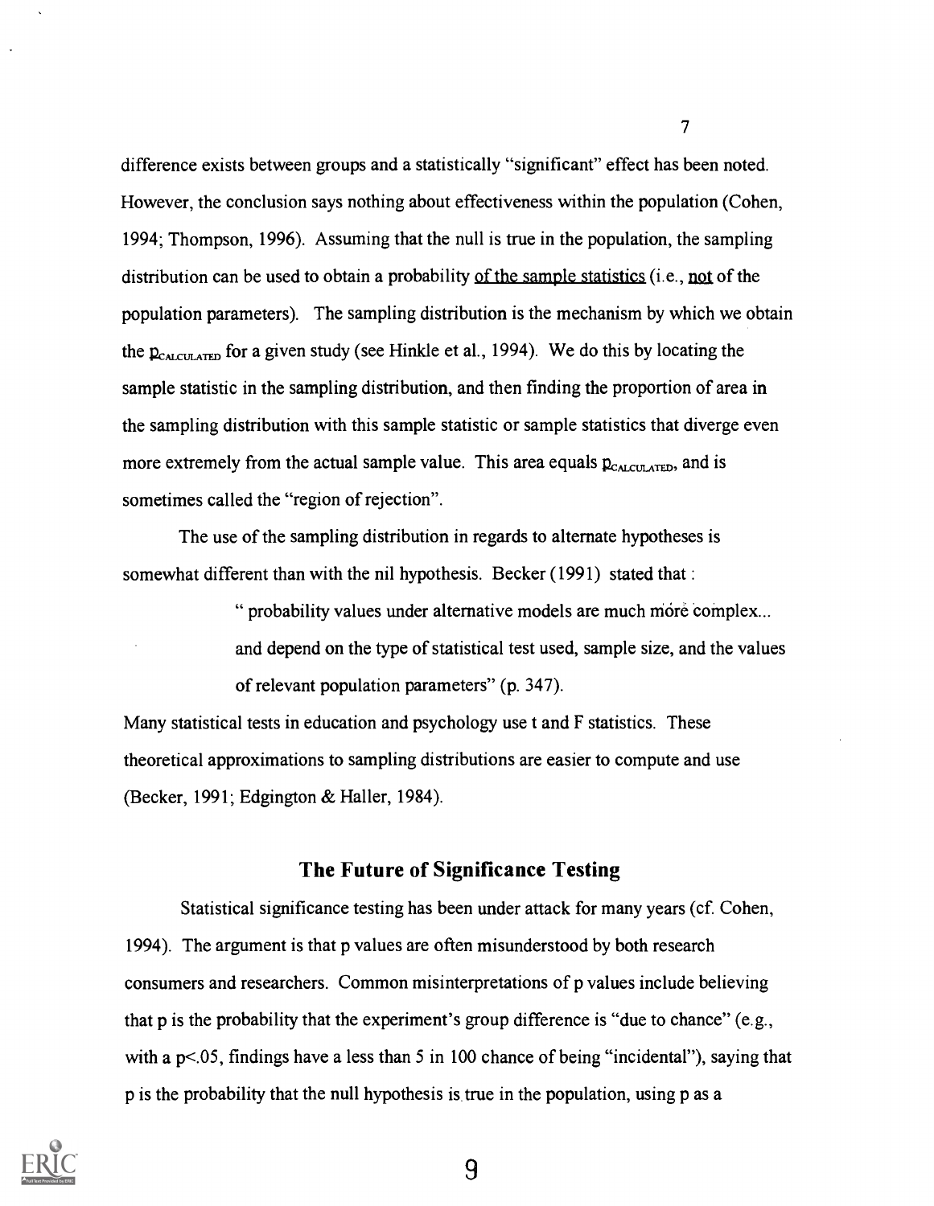difference exists between groups and a statistically "significant" effect has been noted. However, the conclusion says nothing about effectiveness within the population (Cohen, 1994; Thompson, 1996). Assuming that the null is true in the population, the sampling distribution can be used to obtain a probability of the sample statistics (i.e., not of the population parameters). The sampling distribution is the mechanism by which we obtain the $p_{CALCULATED}$ for a given study (see Hinkle et al., 1994). We do this by locating the sample statistic in the sampling distribution, and then finding the proportion of area in the sampling distribution with this sample statistic or sample statistics that diverge even more extremely from the actual sample value. This area equals $p_{CALCULATED}$, and is sometimes called the "region of rejection".

The use of the sampling distribution in regards to alternate hypotheses is somewhat different than with the nil hypothesis. Becker (1991) stated that :

> " probability values under alternative models are much more complex... and depend on the type of statistical test used, sample size, and the values of relevant population parameters" (p. 347).

Many statistical tests in education and psychology use t and F statistics. These theoretical approximations to sampling distributions are easier to compute and use (Becker, 1991; Edgington & Haller, 1984).

## The Future of Significance Testing

Statistical significance testing has been under attack for many years (cf. Cohen, 1994). The argument is that p values are often misunderstood by both research consumers and researchers. Common misinterpretations of p values include believing that p is the probability that the experiment's group difference is "due to chance" (e.g., with a $p<.05$, findings have a less than 5 in 100 chance of being "incidental"), saying that p is the probability that the null hypothesis is true in the population, using p as a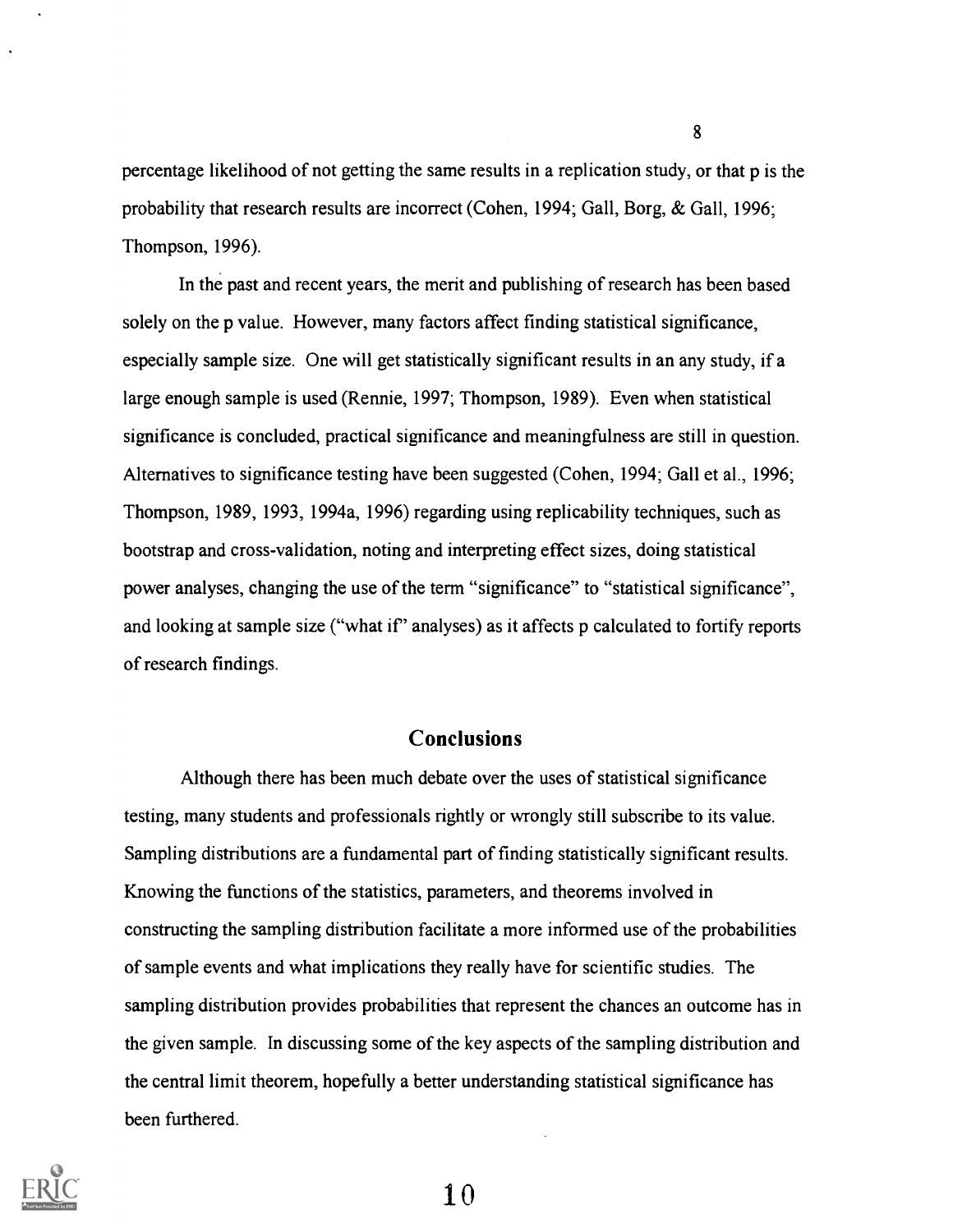percentage likelihood of not getting the same results in a replication study, or that p is the probability that research results are incorrect (Cohen, 1994; Gall, Borg, & Gall, 1996; Thompson, 1996).

In the past and recent years, the merit and publishing of research has been based solely on the p value. However, many factors affect finding statistical significance, especially sample size. One will get statistically significant results in an any study, if a large enough sample is used (Rennie, 1997; Thompson, 1989). Even when statistical significance is concluded, practical significance and meaningfulness are still in question. Alternatives to significance testing have been suggested (Cohen, 1994; Gall et al., 1996; Thompson, 1989, 1993, 1994a, 1996) regarding using replicability techniques, such as bootstrap and cross-validation, noting and interpreting effect sizes, doing statistical power analyses, changing the use of the term "significance" to "statistical significance", and looking at sample size ("what if" analyses) as it affects p calculated to fortify reports of research findings.

## Conclusions

Although there has been much debate over the uses of statistical significance testing, many students and professionals rightly or wrongly still subscribe to its value. Sampling distributions are a fundamental part of finding statistically significant results. Knowing the functions of the statistics, parameters, and theorems involved in constructing the sampling distribution facilitate a more informed use of the probabilities of sample events and what implications they really have for scientific studies. The sampling distribution provides probabilities that represent the chances an outcome has in the given sample. In discussing some of the key aspects of the sampling distribution and the central limit theorem, hopefully a better understanding statistical significance has been furthered.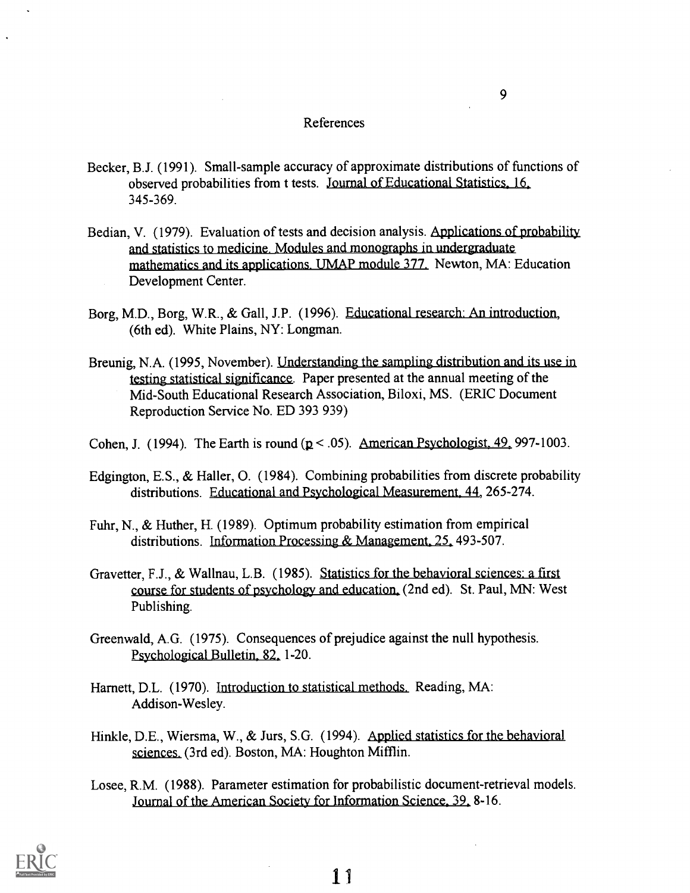# References

Becker, B.J. (1991). Small-sample accuracy of approximate distributions of functions of observed probabilities from t tests. Journal of Educational Statistics, 16, 345-369.

Bedian, V. (1979). Evaluation of tests and decision analysis. Applications of probability and statistics to medicine. Modules and monographs in undergraduate mathematics and its applications. UMAP module 377. Newton, MA: Education Development Center.

Borg, M.D., Borg, W.R., & Gall, J.P. (1996). Educational research: An introduction, (6th ed). White Plains, NY: Longman.

Breunig, N.A. (1995, November). Understanding the sampling distribution and its use in testing statistical significance. Paper presented at the annual meeting of the Mid-South Educational Research Association, Biloxi, MS. (ERIC Document Reproduction Service No. ED 393 939)

Cohen, J. (1994). The Earth is round ($p < .05$). American Psychologist, 49, 997-1003.

Edgington, E.S., & Haller, O. (1984). Combining probabilities from discrete probability distributions. Educational and Psychological Measurement, 44, 265-274.

Fuhr, N., & Huther, H. (1989). Optimum probability estimation from empirical distributions. Information Processing & Management, 25, 493-507.

Gravetter, F.J., & Wallnau, L.B. (1985). Statistics for the behavioral sciences: a first course for students of psychology and education, (2nd ed). St. Paul, MN: West Publishing.

Greenwald, A.G. (1975). Consequences of prejudice against the null hypothesis. Psychological Bulletin, 82, 1-20.

Harnett, D.L. (1970). Introduction to statistical methods. Reading, MA: Addison-Wesley.

Hinkle, D.E., Wiersma, W., & Jurs, S.G. (1994). Applied statistics for the behavioral sciences. (3rd ed). Boston, MA: Houghton Mifflin.

Losee, R.M. (1988). Parameter estimation for probabilistic document-retrieval models. Journal of the American Society for Information Science, 39, 8-16.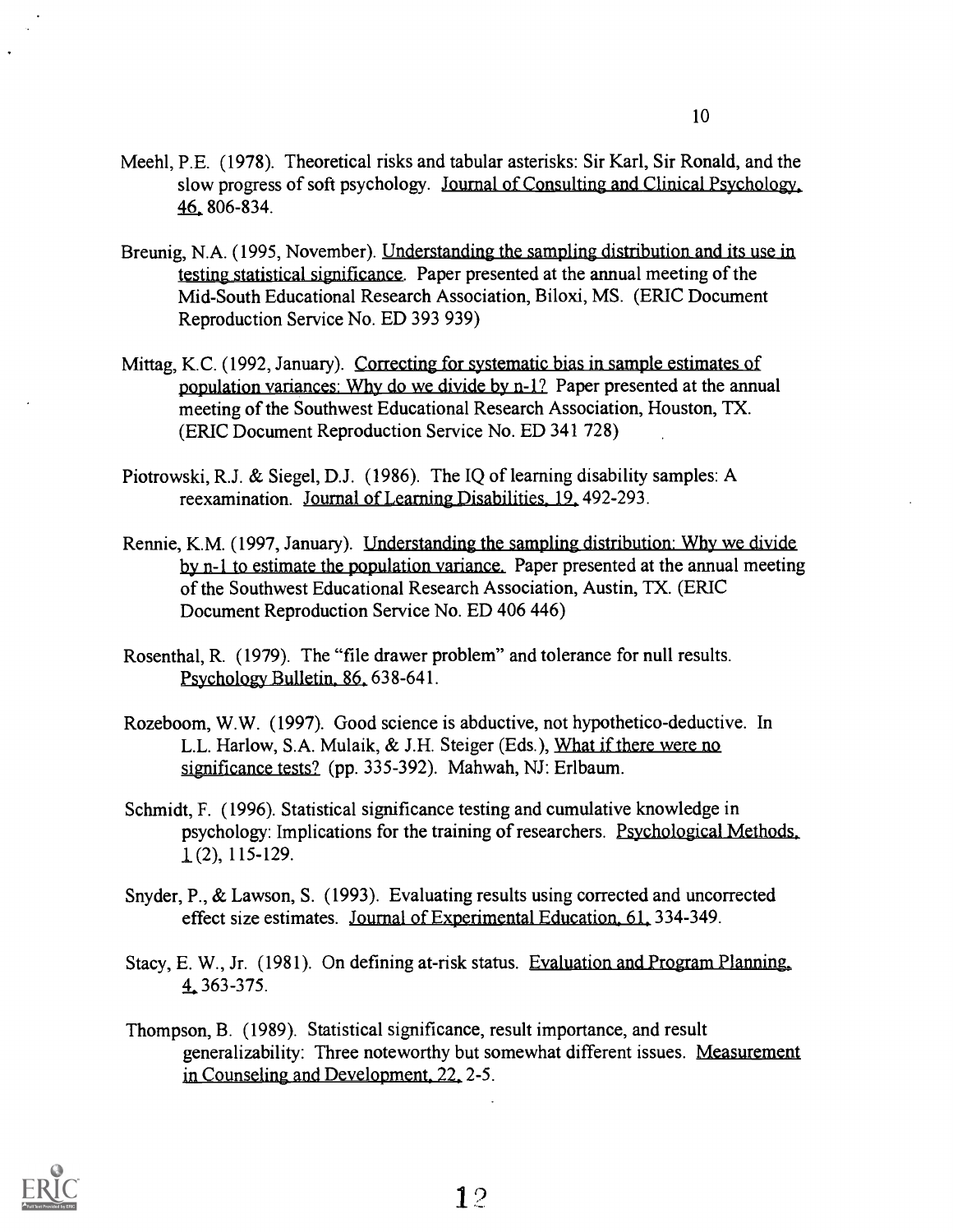Meehl, P.E. (1978). Theoretical risks and tabular asterisks: Sir Karl, Sir Ronald, and the slow progress of soft psychology. Journal of Consulting and Clinical Psychology, 46, 806-834.

Breunig, N.A. (1995, November). Understanding the sampling distribution and its use in testing statistical significance. Paper presented at the annual meeting of the Mid-South Educational Research Association, Biloxi, MS. (ERIC Document Reproduction Service No. ED 393 939)

Mittag, K.C. (1992, January). Correcting for systematic bias in sample estimates of population variances: Why do we divide by n-1? Paper presented at the annual meeting of the Southwest Educational Research Association, Houston, TX. (ERIC Document Reproduction Service No. ED 341 728)

Piotrowski, R.J. & Siegel, D.J. (1986). The IQ of learning disability samples: A reexamination. Journal of Learning Disabilities, 19, 492-293.

Rennie, K.M. (1997, January). Understanding the sampling distribution: Why we divide by n-1 to estimate the population variance. Paper presented at the annual meeting of the Southwest Educational Research Association, Austin, TX. (ERIC Document Reproduction Service No. ED 406 446)

Rosenthal, R. (1979). The "file drawer problem" and tolerance for null results. Psychology Bulletin, 86, 638-641.

Rozeboom, W.W. (1997). Good science is abductive, not hypothetico-deductive. In L.L. Harlow, S.A. Mulaik, & J.H. Steiger (Eds.), What if there were no significance tests? (pp. 335-392). Mahwah, NJ: Erlbaum.

Schmidt, F. (1996). Statistical significance testing and cumulative knowledge in psychology: Implications for the training of researchers. Psychological Methods, 1 (2), 115-129.

Snyder, P., & Lawson, S. (1993). Evaluating results using corrected and uncorrected effect size estimates. Journal of Experimental Education, 61, 334-349.

Stacy, E. W., Jr. (1981). On defining at-risk status. Evaluation and Program Planning, 4, 363-375.

Thompson, B. (1989). Statistical significance, result importance, and result generalizability: Three noteworthy but somewhat different issues. Measurement in Counseling and Development, 22, 2-5.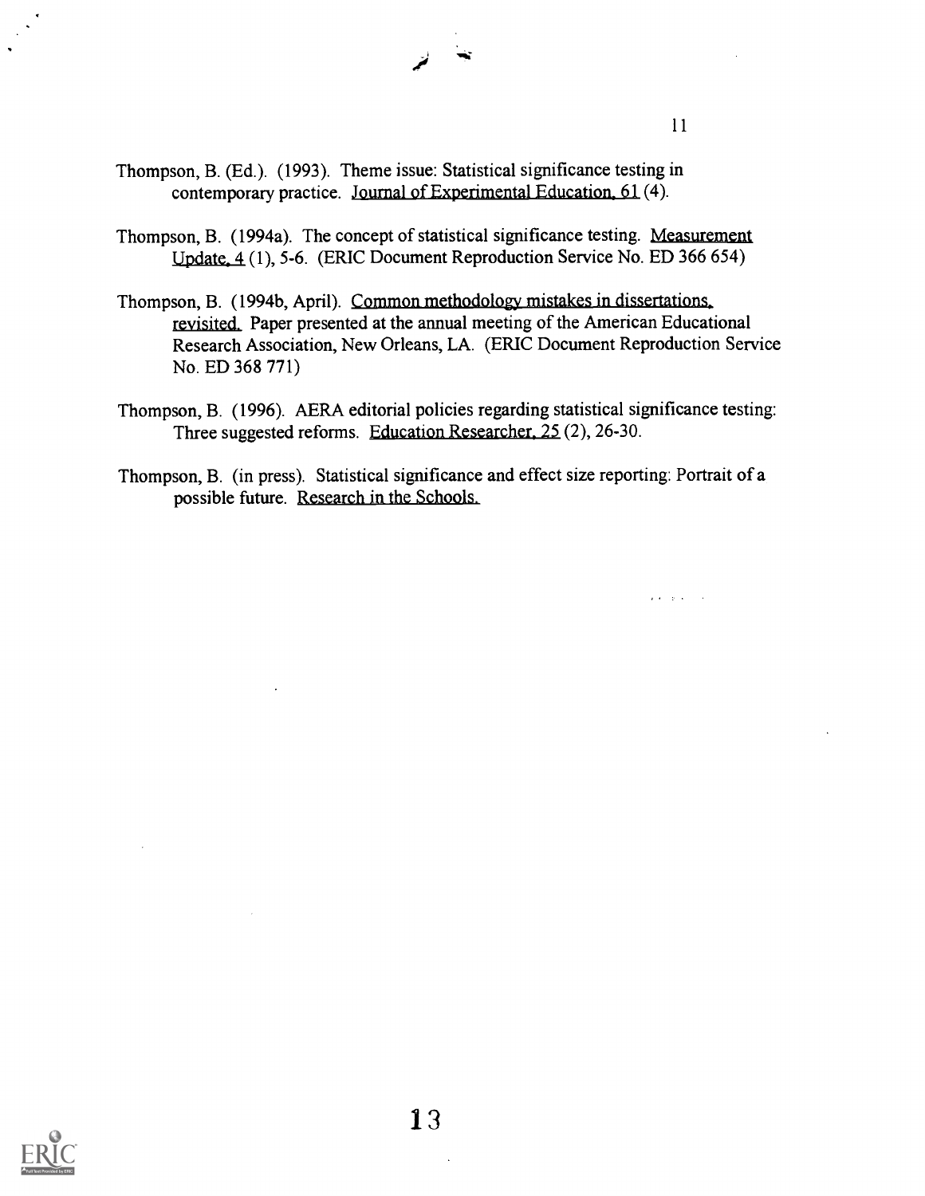Thompson, B. (Ed.). (1993). Theme issue: Statistical significance testing in contemporary practice. Journal of Experimental Education, 61 (4).

Thompson, B. (1994a). The concept of statistical significance testing. Measurement Update, 4 (1), 5-6. (ERIC Document Reproduction Service No. ED 366 654)

Thompson, B. (1994b, April). Common methodology mistakes in dissertations, revisited. Paper presented at the annual meeting of the American Educational Research Association, New Orleans, LA. (ERIC Document Reproduction Service No. ED 368 771)

Thompson, B. (1996). AERA editorial policies regarding statistical significance testing: Three suggested reforms. Education Researcher, 25 (2), 26-30.

Thompson, B. (in press). Statistical significance and effect size reporting: Portrait of a possible future. Research in the Schools.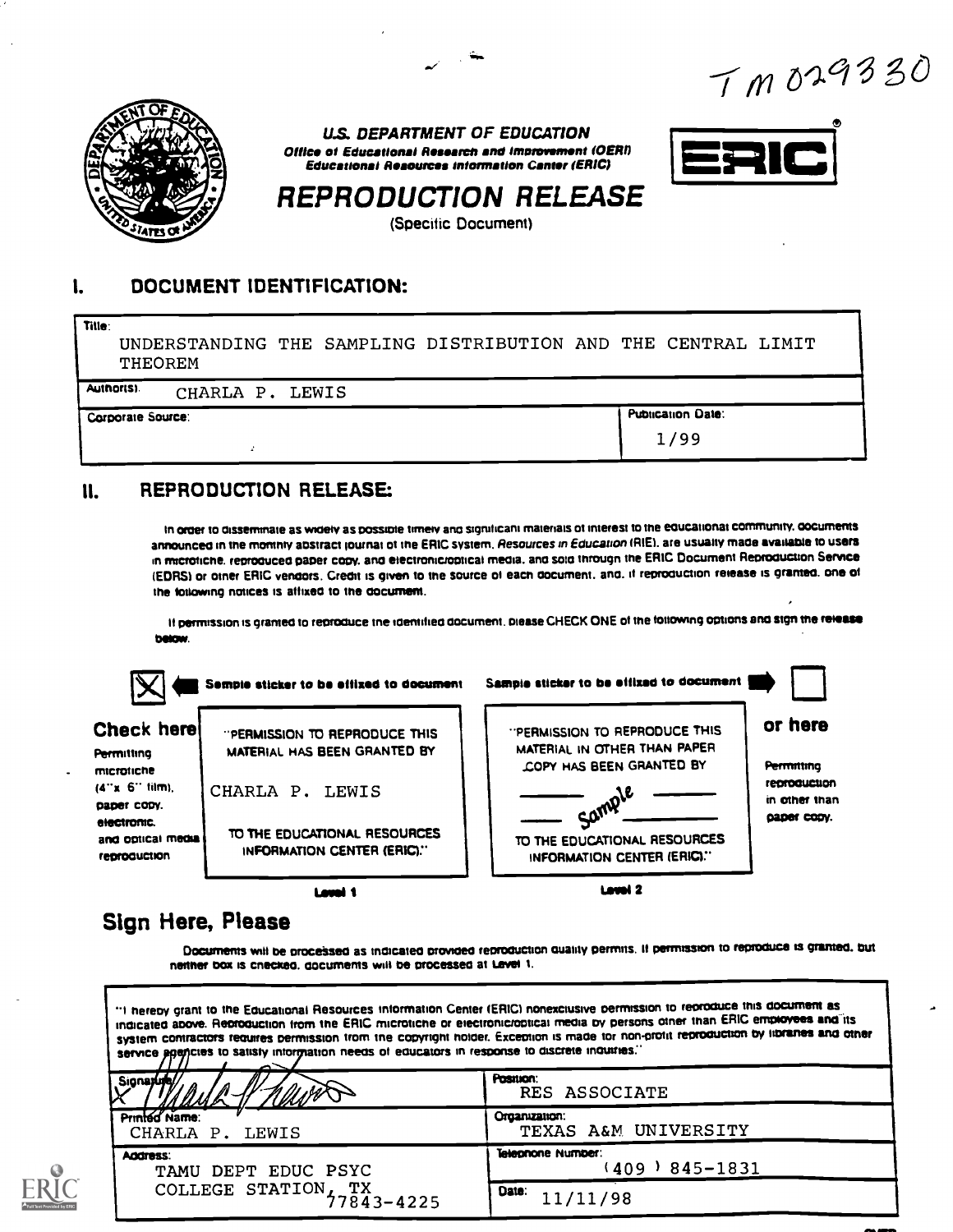TM029330

U.S. DEPARTMENT OF EDUCATION
Office of Educational Research and Improvement (OERI)
Educational Resources Information Center (ERIC)

# REPRODUCTION RELEASE

(Specific Document)

## I. DOCUMENT IDENTIFICATION:

| | |
|---|---|
| Title: UNDERSTANDING THE SAMPLING DISTRIBUTION AND THE CENTRAL LIMIT THEOREM | |
| Author(s): CHARLA P. LEWIS | |
| Corporate Source: | Publication Date: 1/99 |

## II. REPRODUCTION RELEASE:

In order to disseminate as widely as possible timely and significant materials of interest to the educational community, documents announced in the monthly abstract journal of the ERIC system, *Resources in Education* (RIE), are usually made available to users in microfiche, reproduced paper copy, and electronic/optical media, and sold through the ERIC Document Reproduction Service (EDRS) or other ERIC vendors. Credit is given to the source of each document, and, if reproduction release is granted, one of the following notices is affixed to the document.

If permission is granted to reproduce the identified document, please CHECK ONE of the following options and sign the release below.

[X] Sample sticker to be affixed to document

**Check here**
Permitting microfiche (4"x 6" film), paper copy, electronic, and optical media reproduction

"PERMISSION TO REPRODUCE THIS MATERIAL HAS BEEN GRANTED BY
CHARLA P. LEWIS
TO THE EDUCATIONAL RESOURCES INFORMATION CENTER (ERIC)."

**Level 1**

Sample sticker to be affixed to document [ ]

**or here**
Permitting reproduction in other than paper copy.

"PERMISSION TO REPRODUCE THIS MATERIAL IN OTHER THAN PAPER COPY HAS BEEN GRANTED BY
Sample
TO THE EDUCATIONAL RESOURCES INFORMATION CENTER (ERIC)."

**Level 2**

## Sign Here, Please

Documents will be processed as indicated provided reproduction quality permits. If permission to reproduce is granted, but neither box is checked, documents will be processed at Level 1.

"I hereby grant to the Educational Resources Information Center (ERIC) nonexclusive permission to reproduce this document as indicated above. Reproduction from the ERIC microfiche or electronic/optical media by persons other than ERIC employees and its system contractors requires permission from the copyright holder. Exception is made for non-profit reproduction by libraries and other service agencies to satisfy information needs of educators in response to discrete inquiries."

| | |
|---|---|
| Signature: *Charla P. Lewis* | Position: RES ASSOCIATE |
| Printed Name: CHARLA P. LEWIS | Organization: TEXAS A&M UNIVERSITY |
| Address: TAMU DEPT EDUC PSYC COLLEGE STATION, TX 77843-4225 | Telephone Number: (409) 845-1831 |
| | Date: 11/11/98 |